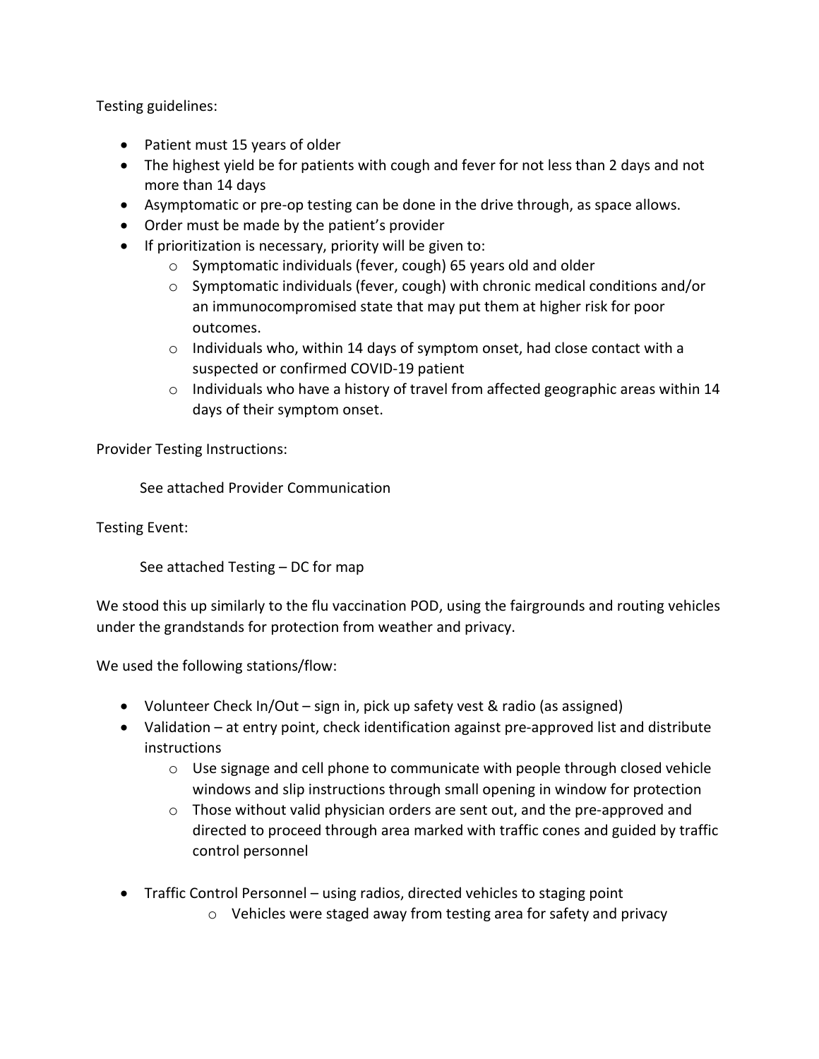Testing guidelines:

- Patient must 15 years of older
- The highest yield be for patients with cough and fever for not less than 2 days and not more than 14 days
- Asymptomatic or pre-op testing can be done in the drive through, as space allows.
- Order must be made by the patient's provider
- If prioritization is necessary, priority will be given to:
  - Symptomatic individuals (fever, cough) 65 years old and older
  - Symptomatic individuals (fever, cough) with chronic medical conditions and/or an immunocompromised state that may put them at higher risk for poor outcomes.
  - Individuals who, within 14 days of symptom onset, had close contact with a suspected or confirmed COVID-19 patient
  - Individuals who have a history of travel from affected geographic areas within 14 days of their symptom onset.

Provider Testing Instructions:

See attached Provider Communication

Testing Event:

See attached Testing – DC for map

We stood this up similarly to the flu vaccination POD, using the fairgrounds and routing vehicles under the grandstands for protection from weather and privacy.

We used the following stations/flow:

- Volunteer Check In/Out – sign in, pick up safety vest & radio (as assigned)
- Validation – at entry point, check identification against pre-approved list and distribute instructions
  - Use signage and cell phone to communicate with people through closed vehicle windows and slip instructions through small opening in window for protection
  - Those without valid physician orders are sent out, and the pre-approved and directed to proceed through area marked with traffic cones and guided by traffic control personnel
- Traffic Control Personnel – using radios, directed vehicles to staging point
  - Vehicles were staged away from testing area for safety and privacy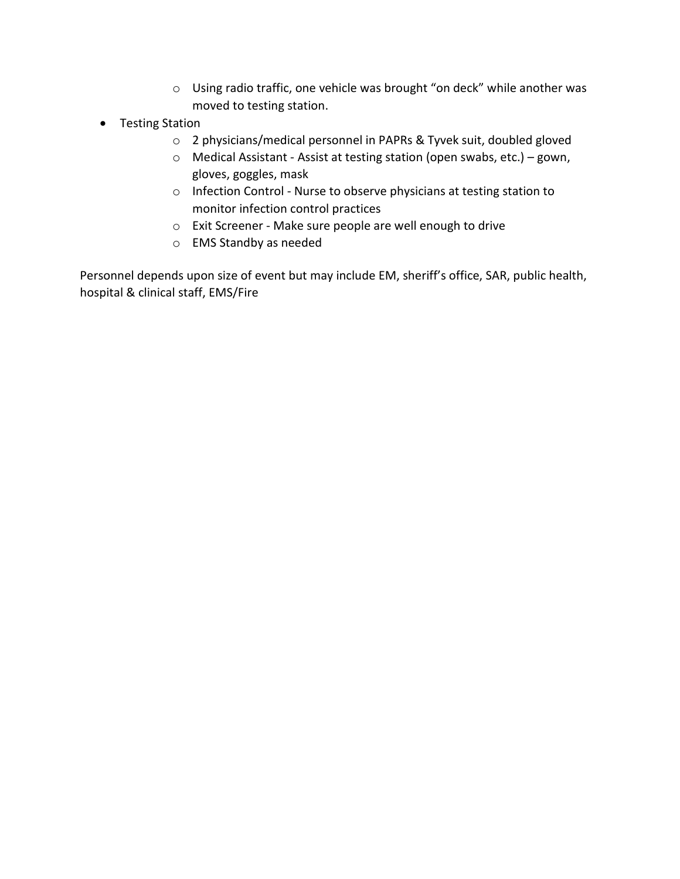- Using radio traffic, one vehicle was brought "on deck" while another was moved to testing station.
- Testing Station
  - 2 physicians/medical personnel in PAPRs & Tyvek suit, doubled gloved
  - Medical Assistant - Assist at testing station (open swabs, etc.) – gown, gloves, goggles, mask
  - Infection Control - Nurse to observe physicians at testing station to monitor infection control practices
  - Exit Screener - Make sure people are well enough to drive
  - EMS Standby as needed

Personnel depends upon size of event but may include EM, sheriff's office, SAR, public health, hospital & clinical staff, EMS/Fire